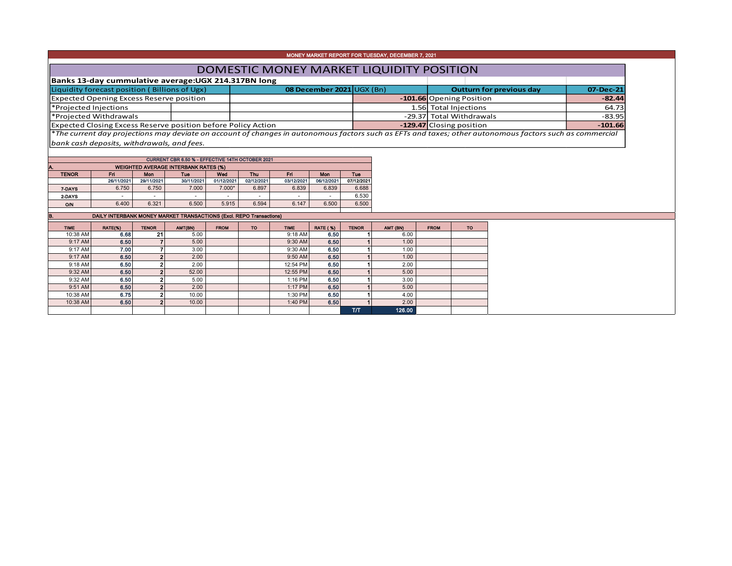MONEY MARKET REPORT FOR TUESDAY, DECEMBER 7, 2021

# DOMESTIC MONEY MARKET LIQUIDITY POSITION

**Banks 13-day cummulative average:UGX 214.317BN long**

| Liquidity forecast position ( Billions of Ugx) | 08 December 2021 UGX (Bn) | Outturn for previous day | 07-Dec-21 |
|---|---|---|---|
| Expected Opening Excess Reserve position | -101.66 | Opening Position | -82.44 |
| *Projected Injections | 1.56 | Total Injections | 64.73 |
| *Projected Withdrawals | -29.37 | Total Withdrawals | -83.95 |
| Expected Closing Excess Reserve position before Policy Action | -129.47 | Closing position | -101.66 |

*\*The current day projections may deviate on account of changes in autonomous factors such as EFTs and taxes; other autonomous factors such as commercial bank cash deposits, withdrawals, and fees.*

CURRENT CBR 6.50 % - EFFECTIVE 14TH OCTOBER 2021

A. WEIGHTED AVERAGE INTERBANK RATES (%)

| TENOR | Fri | Mon | Tue | Wed | Thu | Fri | Mon | Tue |
|---|---|---|---|---|---|---|---|---|
| | 26/11/2021 | 29/11/2021 | 30/11/2021 | 01/12/2021 | 02/12/2021 | 03/12/2021 | 06/12/2021 | 07/12/2021 |
| 7-DAYS | 6.750 | 6.750 | 7.000 | 7.000* | 6.897 | 6.839 | 6.839 | 6.688 |
| 2-DAYS | - | - | - | - | - | - | - | 6.530 |
| O/N | 6.400 | 6.321 | 6.500 | 5.915 | 6.594 | 6.147 | 6.500 | 6.500 |

B. DAILY INTERBANK MONEY MARKET TRANSACTIONS (Excl. REPO Transactions)

| TIME | RATE(%) | TENOR | AMT(BN) | FROM | TO | TIME | RATE ( %) | TENOR | AMT (BN) | FROM | TO |
|---|---|---|---|---|---|---|---|---|---|---|---|
| 10:38 AM | 6.68 | 21 | 5.00 | | | 9:18 AM | 6.50 | 1 | 6.00 | | |
| 9:17 AM | 6.50 | 7 | 5.00 | | | 9:30 AM | 6.50 | 1 | 1.00 | | |
| 9:17 AM | 7.00 | 7 | 3.00 | | | 9:30 AM | 6.50 | 1 | 1.00 | | |
| 9:17 AM | 6.50 | 2 | 2.00 | | | 9:50 AM | 6.50 | 1 | 1.00 | | |
| 9:18 AM | 6.50 | 2 | 2.00 | | | 12:54 PM | 6.50 | 1 | 2.00 | | |
| 9:32 AM | 6.50 | 2 | 52.00 | | | 12:55 PM | 6.50 | 1 | 5.00 | | |
| 9:32 AM | 6.50 | 2 | 5.00 | | | 1:16 PM | 6.50 | 1 | 3.00 | | |
| 9:51 AM | 6.50 | 2 | 2.00 | | | 1:17 PM | 6.50 | 1 | 5.00 | | |
| 10:38 AM | 6.75 | 2 | 10.00 | | | 1:30 PM | 6.50 | 1 | 4.00 | | |
| 10:38 AM | 6.50 | 2 | 10.00 | | | 1:40 PM | 6.50 | 1 | 2.00 | | |
| | | | | | | | | T/T | 126.00 | | |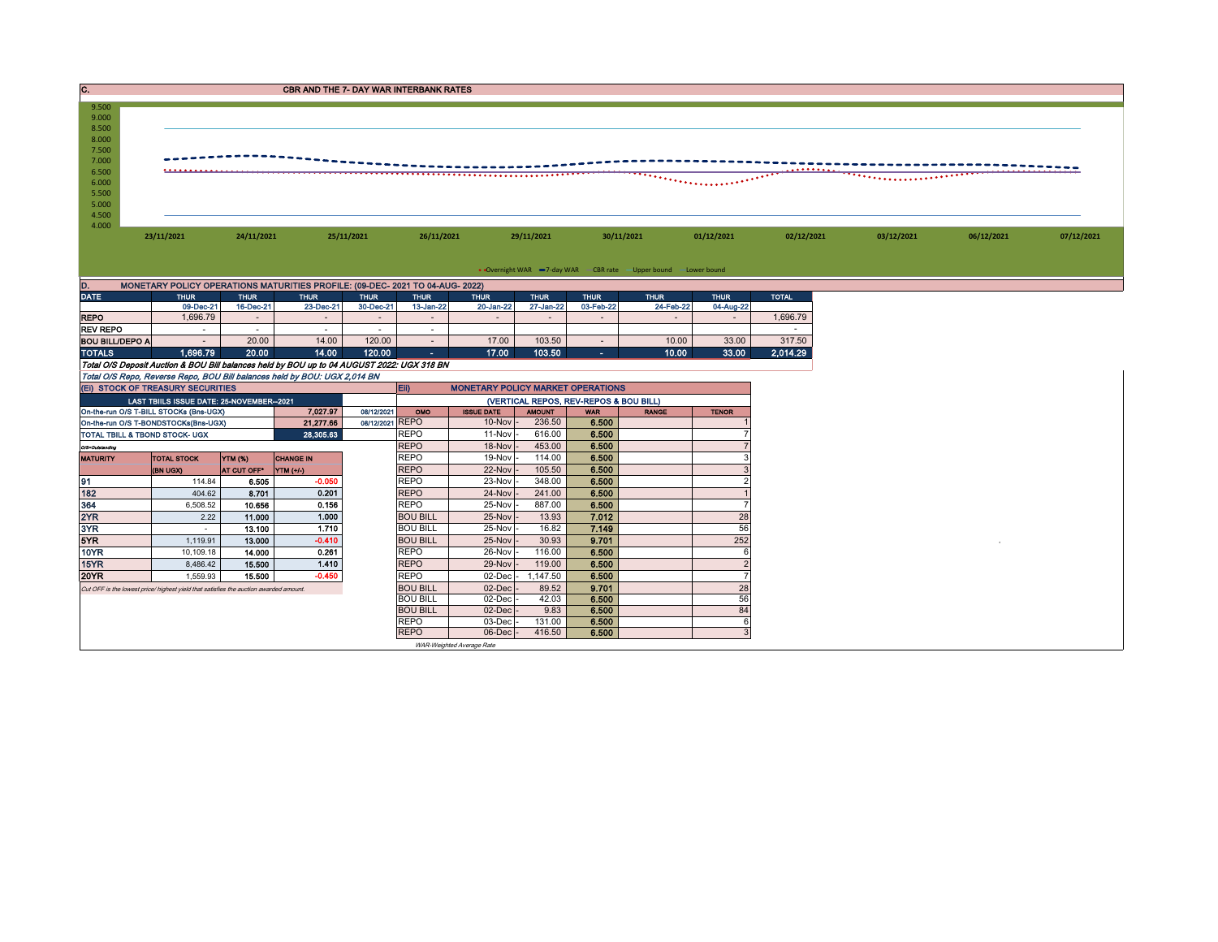## C. CBR AND THE 7- DAY WAR INTERBANK RATES

9.500
9.000
8.500
8.000
7.500
7.000
6.500
6.000
5.500
5.000
4.500
4.000

23/11/2021 24/11/2021 25/11/2021 26/11/2021 29/11/2021 30/11/2021 01/12/2021 02/12/2021 03/12/2021 06/12/2021 07/12/2021

Overnight WAR — 7-day WAR — CBR rate — Upper bound — Lower bound

## D. MONETARY POLICY OPERATIONS MATURITIES PROFILE: (09-DEC- 2021 TO 04-AUG- 2022)

| DATE | THUR | THUR | THUR | THUR | THUR | THUR | THUR | THUR | THUR | THUR | TOTAL |
|---|---|---|---|---|---|---|---|---|---|---|---|
| | 09-Dec-21 | 16-Dec-21 | 23-Dec-21 | 30-Dec-21 | 13-Jan-22 | 20-Jan-22 | 27-Jan-22 | 03-Feb-22 | 24-Feb-22 | 04-Aug-22 | |
| REPO | 1,696.79 | - | - | - | - | - | - | - | - | - | 1,696.79 |
| REV REPO | - | - | - | - | - | | | | | | - |
| BOU BILL/DEPO A | - | 20.00 | 14.00 | 120.00 | - | 17.00 | 103.50 | - | 10.00 | 33.00 | 317.50 |
| TOTALS | 1,696.79 | 20.00 | 14.00 | 120.00 | - | 17.00 | 103.50 | - | 10.00 | 33.00 | 2,014.29 |

*Total O/S Deposit Auction & BOU Bill balances held by BOU up to 04 AUGUST 2022: UGX 318 BN*

*Total O/S Repo, Reverse Repo, BOU Bill balances held by BOU: UGX 2,014 BN*

### (Ei) STOCK OF TREASURY SECURITIES

| LAST TBIILS ISSUE DATE: 25-NOVEMBER--2021 | | | |
|---|---|---|---|
| On-the-run O/S T-BILL STOCKs (Bns-UGX) | | 7,027.97 | 08/12/2021 |
| On-the-run O/S T-BONDSTOCKs(Bns-UGX) | | 21,277.66 | 08/12/2021 |
| TOTAL TBILL & TBOND STOCK- UGX | | 28,305.63 | |

O/S=Outstanding

| MATURITY | TOTAL STOCK (BN UGX) | YTM (%) AT CUT OFF* | CHANGE IN YTM (+/-) |
|---|---|---|---|
| 91 | 114.84 | 6.505 | -0.050 |
| 182 | 404.62 | 8.701 | 0.201 |
| 364 | 6,508.52 | 10.656 | 0.156 |
| 2YR | 2.22 | 11.000 | 1.000 |
| 3YR | - | 13.100 | 1.710 |
| 5YR | 1,119.91 | 13.000 | -0.410 |
| 10YR | 10,109.18 | 14.000 | 0.261 |
| 15YR | 8,486.42 | 15.500 | 1.410 |
| 20YR | 1,559.93 | 15.500 | -0.450 |

*Cut OFF is the lowest price/ highest yield that satisfies the auction awarded amount.*

### Eii) MONETARY POLICY MARKET OPERATIONS

(VERTICAL REPOS, REV-REPOS & BOU BILL)

| OMO | ISSUE DATE | AMOUNT | WAR | RANGE | TENOR |
|---|---|---|---|---|---|
| REPO | 10-Nov | 236.50 | 6.500 | | 1 |
| REPO | 11-Nov | 616.00 | 6.500 | | 7 |
| REPO | 18-Nov | 453.00 | 6.500 | | 7 |
| REPO | 19-Nov | 114.00 | 6.500 | | 3 |
| REPO | 22-Nov | 105.50 | 6.500 | | 3 |
| REPO | 23-Nov | 348.00 | 6.500 | | 2 |
| REPO | 24-Nov | 241.00 | 6.500 | | 1 |
| REPO | 25-Nov | 887.00 | 6.500 | | 7 |
| BOU BILL | 25-Nov | 13.93 | 7.012 | | 28 |
| BOU BILL | 25-Nov | 16.82 | 7.149 | | 56 |
| BOU BILL | 25-Nov | 30.93 | 9.701 | | 252 |
| REPO | 26-Nov | 116.00 | 6.500 | | 6 |
| REPO | 29-Nov | 119.00 | 6.500 | | 2 |
| REPO | 02-Dec | 1,147.50 | 6.500 | | 7 |
| BOU BILL | 02-Dec | 89.52 | 9.701 | | 28 |
| BOU BILL | 02-Dec | 42.03 | 6.500 | | 56 |
| BOU BILL | 02-Dec | 9.83 | 6.500 | | 84 |
| REPO | 03-Dec | 131.00 | 6.500 | | 6 |
| REPO | 06-Dec | 416.50 | 6.500 | | 3 |

*WAR-Weighted Average Rate*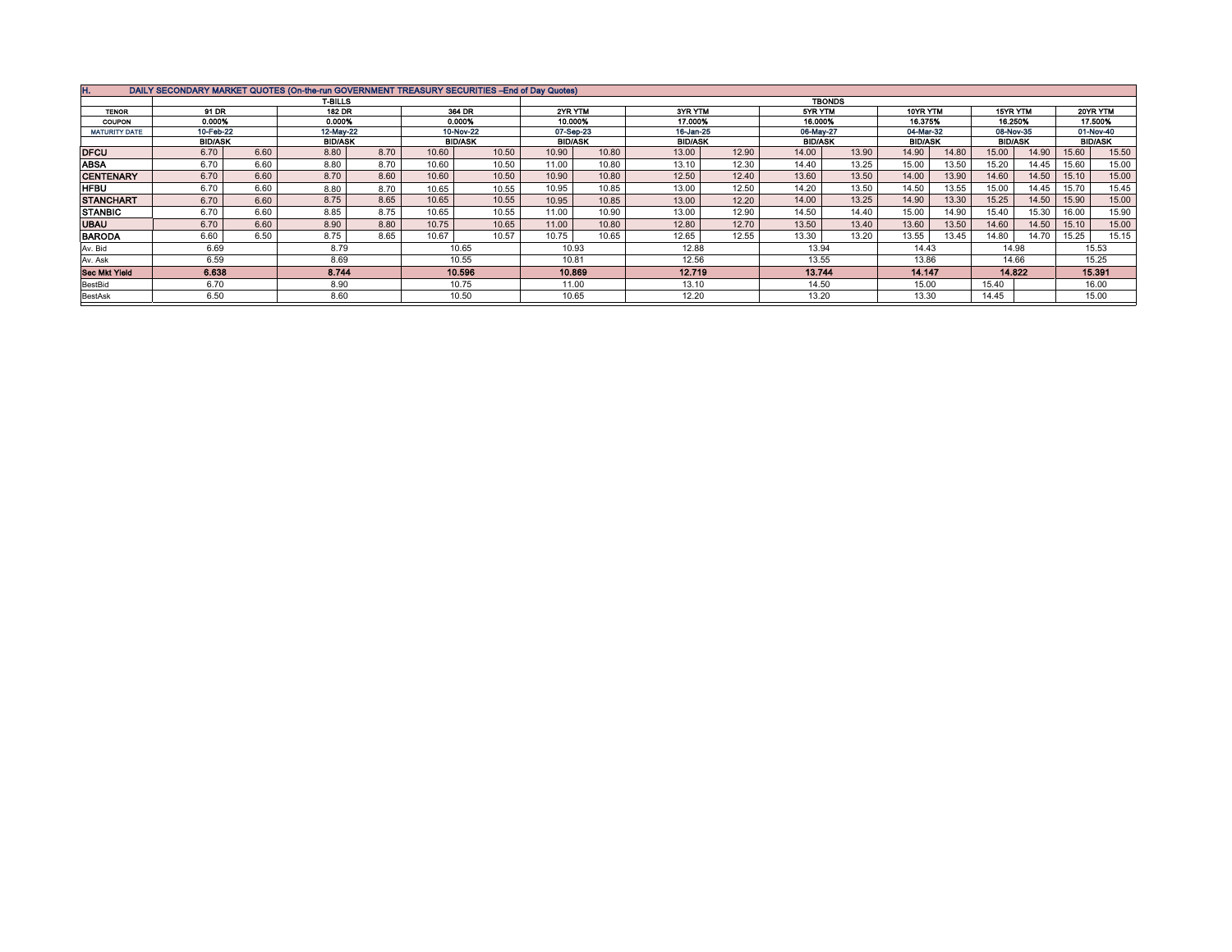**H. DAILY SECONDARY MARKET QUOTES (On-the-run GOVERNMENT TREASURY SECURITIES –End of Day Quotes)**

| | T-BILLS | | | | | | TBONDS | | | | | | | | | | | |
|---|---|---|---|---|---|---|---|---|---|---|---|---|---|---|---|---|---|---|
| TENOR | 91 DR | | 182 DR | | 364 DR | | 2YR YTM | | 3YR YTM | | 5YR YTM | | 10YR YTM | | 15YR YTM | | 20YR YTM | |
| COUPON | 0.000% | | 0.000% | | 0.000% | | 10.000% | | 17.000% | | 16.000% | | 16.375% | | 16.250% | | 17.500% | |
| MATURITY DATE | 10-Feb-22 | | 12-May-22 | | 10-Nov-22 | | 07-Sep-23 | | 16-Jan-25 | | 06-May-27 | | 04-Mar-32 | | 08-Nov-35 | | 01-Nov-40 | |
| | BID/ASK | | BID/ASK | | BID/ASK | | BID/ASK | | BID/ASK | | BID/ASK | | BID/ASK | | BID/ASK | | BID/ASK | |
| DFCU | 6.70 | 6.60 | 8.80 | 8.70 | 10.60 | 10.50 | 10.90 | 10.80 | 13.00 | 12.90 | 14.00 | 13.90 | 14.90 | 14.80 | 15.00 | 14.90 | 15.60 | 15.50 |
| ABSA | 6.70 | 6.60 | 8.80 | 8.70 | 10.60 | 10.50 | 11.00 | 10.80 | 13.10 | 12.30 | 14.40 | 13.25 | 15.00 | 13.50 | 15.20 | 14.45 | 15.60 | 15.00 |
| CENTENARY | 6.70 | 6.60 | 8.70 | 8.60 | 10.60 | 10.50 | 10.90 | 10.80 | 12.50 | 12.40 | 13.60 | 13.50 | 14.00 | 13.90 | 14.60 | 14.50 | 15.10 | 15.00 |
| HFBU | 6.70 | 6.60 | 8.80 | 8.70 | 10.65 | 10.55 | 10.95 | 10.85 | 13.00 | 12.50 | 14.20 | 13.50 | 14.50 | 13.55 | 15.00 | 14.45 | 15.70 | 15.45 |
| STANCHART | 6.70 | 6.60 | 8.75 | 8.65 | 10.65 | 10.55 | 10.95 | 10.85 | 13.00 | 12.20 | 14.00 | 13.25 | 14.90 | 13.30 | 15.25 | 14.50 | 15.90 | 15.00 |
| STANBIC | 6.70 | 6.60 | 8.85 | 8.75 | 10.65 | 10.55 | 11.00 | 10.90 | 13.00 | 12.90 | 14.50 | 14.40 | 15.00 | 14.90 | 15.40 | 15.30 | 16.00 | 15.90 |
| UBAU | 6.70 | 6.60 | 8.90 | 8.80 | 10.75 | 10.65 | 11.00 | 10.80 | 12.80 | 12.70 | 13.50 | 13.40 | 13.60 | 13.50 | 14.60 | 14.50 | 15.10 | 15.00 |
| BARODA | 6.60 | 6.50 | 8.75 | 8.65 | 10.67 | 10.57 | 10.75 | 10.65 | 12.65 | 12.55 | 13.30 | 13.20 | 13.55 | 13.45 | 14.80 | 14.70 | 15.25 | 15.15 |
| Av. Bid | 6.69 | | 8.79 | | 10.65 | | 10.93 | | 12.88 | | 13.94 | | 14.43 | | 14.98 | | 15.53 | |
| Av. Ask | 6.59 | | 8.69 | | 10.55 | | 10.81 | | 12.56 | | 13.55 | | 13.86 | | 14.66 | | 15.25 | |
| **Sec Mkt Yield** | **6.638** | | **8.744** | | **10.596** | | **10.869** | | **12.719** | | **13.744** | | **14.147** | | **14.822** | | **15.391** | |
| BestBid | 6.70 | | 8.90 | | 10.75 | | 11.00 | | 13.10 | | 14.50 | | 15.00 | | 15.40 | | 16.00 | |
| BestAsk | 6.50 | | 8.60 | | 10.50 | | 10.65 | | 12.20 | | 13.20 | | 13.30 | | 14.45 | | 15.00 | |